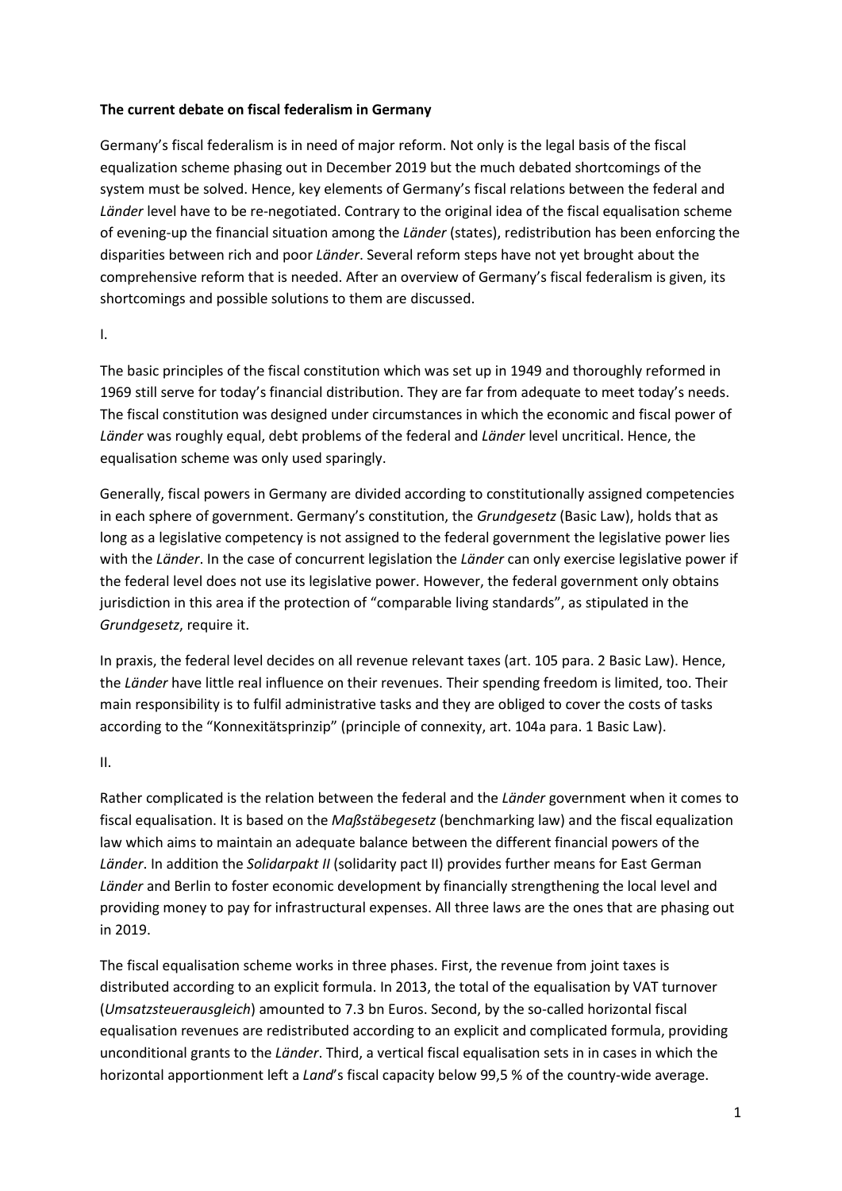**The current debate on fiscal federalism in Germany**

Germany's fiscal federalism is in need of major reform. Not only is the legal basis of the fiscal equalization scheme phasing out in December 2019 but the much debated shortcomings of the system must be solved. Hence, key elements of Germany's fiscal relations between the federal and *Länder* level have to be re-negotiated. Contrary to the original idea of the fiscal equalisation scheme of evening-up the financial situation among the *Länder* (states), redistribution has been enforcing the disparities between rich and poor *Länder*. Several reform steps have not yet brought about the comprehensive reform that is needed. After an overview of Germany's fiscal federalism is given, its shortcomings and possible solutions to them are discussed.

I.

The basic principles of the fiscal constitution which was set up in 1949 and thoroughly reformed in 1969 still serve for today's financial distribution. They are far from adequate to meet today's needs. The fiscal constitution was designed under circumstances in which the economic and fiscal power of *Länder* was roughly equal, debt problems of the federal and *Länder* level uncritical. Hence, the equalisation scheme was only used sparingly.

Generally, fiscal powers in Germany are divided according to constitutionally assigned competencies in each sphere of government. Germany's constitution, the *Grundgesetz* (Basic Law), holds that as long as a legislative competency is not assigned to the federal government the legislative power lies with the *Länder*. In the case of concurrent legislation the *Länder* can only exercise legislative power if the federal level does not use its legislative power. However, the federal government only obtains jurisdiction in this area if the protection of "comparable living standards", as stipulated in the *Grundgesetz*, require it.

In praxis, the federal level decides on all revenue relevant taxes (art. 105 para. 2 Basic Law). Hence, the *Länder* have little real influence on their revenues. Their spending freedom is limited, too. Their main responsibility is to fulfil administrative tasks and they are obliged to cover the costs of tasks according to the "Konnexitätsprinzip" (principle of connexity, art. 104a para. 1 Basic Law).

II.

Rather complicated is the relation between the federal and the *Länder* government when it comes to fiscal equalisation. It is based on the *Maßstäbegesetz* (benchmarking law) and the fiscal equalization law which aims to maintain an adequate balance between the different financial powers of the *Länder*. In addition the *Solidarpakt II* (solidarity pact II) provides further means for East German *Länder* and Berlin to foster economic development by financially strengthening the local level and providing money to pay for infrastructural expenses. All three laws are the ones that are phasing out in 2019.

The fiscal equalisation scheme works in three phases. First, the revenue from joint taxes is distributed according to an explicit formula. In 2013, the total of the equalisation by VAT turnover (*Umsatzsteuerausgleich*) amounted to 7.3 bn Euros. Second, by the so-called horizontal fiscal equalisation revenues are redistributed according to an explicit and complicated formula, providing unconditional grants to the *Länder*. Third, a vertical fiscal equalisation sets in in cases in which the horizontal apportionment left a *Land*'s fiscal capacity below 99,5 % of the country-wide average.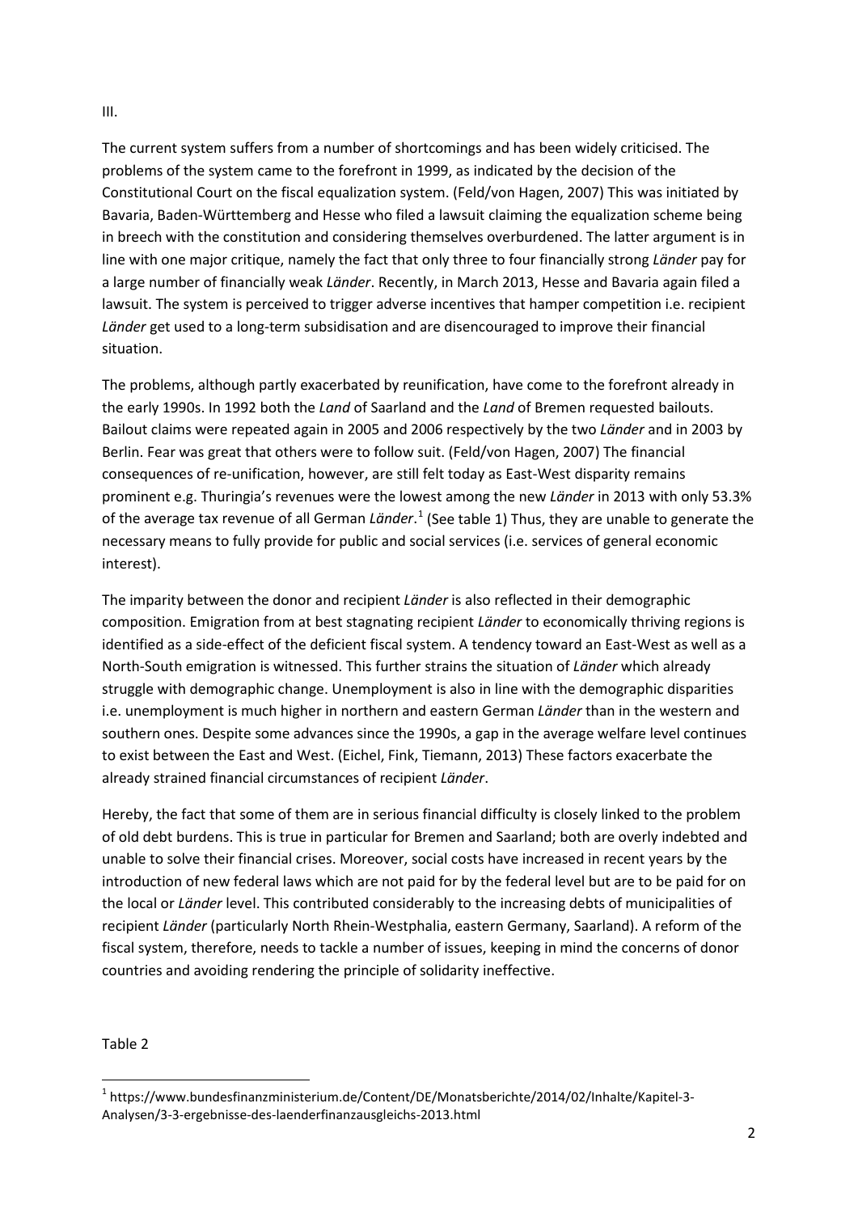III.

The current system suffers from a number of shortcomings and has been widely criticised. The problems of the system came to the forefront in 1999, as indicated by the decision of the Constitutional Court on the fiscal equalization system. (Feld/von Hagen, 2007) This was initiated by Bavaria, Baden-Württemberg and Hesse who filed a lawsuit claiming the equalization scheme being in breech with the constitution and considering themselves overburdened. The latter argument is in line with one major critique, namely the fact that only three to four financially strong *Länder* pay for a large number of financially weak *Länder*. Recently, in March 2013, Hesse and Bavaria again filed a lawsuit. The system is perceived to trigger adverse incentives that hamper competition i.e. recipient *Länder* get used to a long-term subsidisation and are disencouraged to improve their financial situation.

The problems, although partly exacerbated by reunification, have come to the forefront already in the early 1990s. In 1992 both the *Land* of Saarland and the *Land* of Bremen requested bailouts. Bailout claims were repeated again in 2005 and 2006 respectively by the two *Länder* and in 2003 by Berlin. Fear was great that others were to follow suit. (Feld/von Hagen, 2007) The financial consequences of re-unification, however, are still felt today as East-West disparity remains prominent e.g. Thuringia's revenues were the lowest among the new *Länder* in 2013 with only 53.3% of the average tax revenue of all German *Länder*.[1] (See table 1) Thus, they are unable to generate the necessary means to fully provide for public and social services (i.e. services of general economic interest).

The imparity between the donor and recipient *Länder* is also reflected in their demographic composition. Emigration from at best stagnating recipient *Länder* to economically thriving regions is identified as a side-effect of the deficient fiscal system. A tendency toward an East-West as well as a North-South emigration is witnessed. This further strains the situation of *Länder* which already struggle with demographic change. Unemployment is also in line with the demographic disparities i.e. unemployment is much higher in northern and eastern German *Länder* than in the western and southern ones. Despite some advances since the 1990s, a gap in the average welfare level continues to exist between the East and West. (Eichel, Fink, Tiemann, 2013) These factors exacerbate the already strained financial circumstances of recipient *Länder*.

Hereby, the fact that some of them are in serious financial difficulty is closely linked to the problem of old debt burdens. This is true in particular for Bremen and Saarland; both are overly indebted and unable to solve their financial crises. Moreover, social costs have increased in recent years by the introduction of new federal laws which are not paid for by the federal level but are to be paid for on the local or *Länder* level. This contributed considerably to the increasing debts of municipalities of recipient *Länder* (particularly North Rhein-Westphalia, eastern Germany, Saarland). A reform of the fiscal system, therefore, needs to tackle a number of issues, keeping in mind the concerns of donor countries and avoiding rendering the principle of solidarity ineffective.

Table 2

[1] https://www.bundesfinanzministerium.de/Content/DE/Monatsberichte/2014/02/Inhalte/Kapitel-3-Analysen/3-3-ergebnisse-des-laenderfinanzausgleichs-2013.html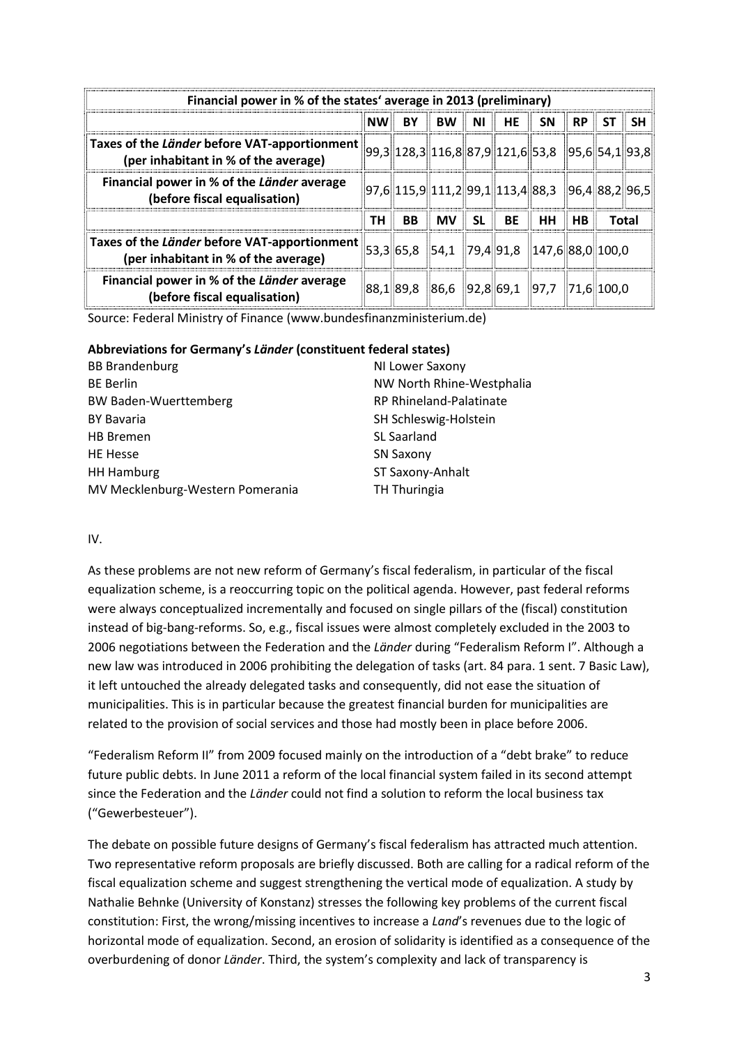| Financial power in % of the states' average in 2013 (preliminary) | | | | | | | | | |
|---|---|---|---|---|---|---|---|---|---|
| | NW | BY | BW | NI | HE | SN | RP | ST | SH |
| Taxes of the *Länder* before VAT-apportionment (per inhabitant in % of the average) | 99,3 | 128,3 | 116,8 | 87,9 | 121,6 | 53,8 | 95,6 | 54,1 | 93,8 |
| Financial power in % of the *Länder* average (before fiscal equalisation) | 97,6 | 115,9 | 111,2 | 99,1 | 113,4 | 88,3 | 96,4 | 88,2 | 96,5 |
| | TH | BB | MV | SL | BE | HH | HB | Total | |
| Taxes of the *Länder* before VAT-apportionment (per inhabitant in % of the average) | 53,3 | 65,8 | 54,1 | 79,4 | 91,8 | 147,6 | 88,0 | 100,0 | |
| Financial power in % of the *Länder* average (before fiscal equalisation) | 88,1 | 89,8 | 86,6 | 92,8 | 69,1 | 97,7 | 71,6 | 100,0 | |

Source: Federal Ministry of Finance (www.bundesfinanzministerium.de)

**Abbreviations for Germany's *Länder* (constituent federal states)**

BB Brandenburg
BE Berlin
BW Baden-Wuerttemberg
BY Bavaria
HB Bremen
HE Hesse
HH Hamburg
MV Mecklenburg-Western Pomerania
NI Lower Saxony
NW North Rhine-Westphalia
RP Rhineland-Palatinate
SH Schleswig-Holstein
SL Saarland
SN Saxony
ST Saxony-Anhalt
TH Thuringia

IV.

As these problems are not new reform of Germany's fiscal federalism, in particular of the fiscal equalization scheme, is a reoccurring topic on the political agenda. However, past federal reforms were always conceptualized incrementally and focused on single pillars of the (fiscal) constitution instead of big-bang-reforms. So, e.g., fiscal issues were almost completely excluded in the 2003 to 2006 negotiations between the Federation and the *Länder* during "Federalism Reform I". Although a new law was introduced in 2006 prohibiting the delegation of tasks (art. 84 para. 1 sent. 7 Basic Law), it left untouched the already delegated tasks and consequently, did not ease the situation of municipalities. This is in particular because the greatest financial burden for municipalities are related to the provision of social services and those had mostly been in place before 2006.

"Federalism Reform II" from 2009 focused mainly on the introduction of a "debt brake" to reduce future public debts. In June 2011 a reform of the local financial system failed in its second attempt since the Federation and the *Länder* could not find a solution to reform the local business tax ("Gewerbesteuer").

The debate on possible future designs of Germany's fiscal federalism has attracted much attention. Two representative reform proposals are briefly discussed. Both are calling for a radical reform of the fiscal equalization scheme and suggest strengthening the vertical mode of equalization. A study by Nathalie Behnke (University of Konstanz) stresses the following key problems of the current fiscal constitution: First, the wrong/missing incentives to increase a *Land*'s revenues due to the logic of horizontal mode of equalization. Second, an erosion of solidarity is identified as a consequence of the overburdening of donor *Länder*. Third, the system's complexity and lack of transparency is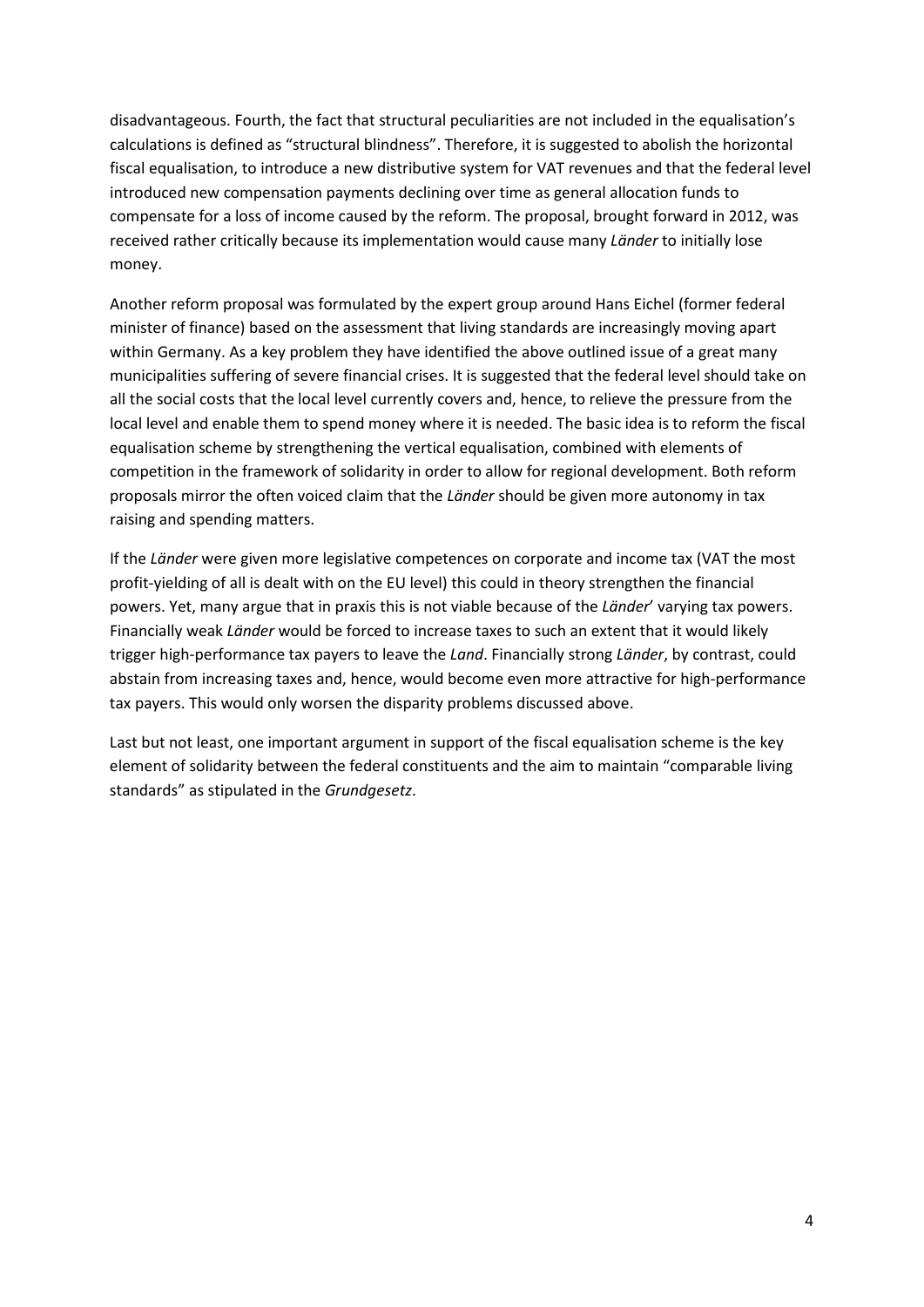disadvantageous. Fourth, the fact that structural peculiarities are not included in the equalisation's calculations is defined as "structural blindness". Therefore, it is suggested to abolish the horizontal fiscal equalisation, to introduce a new distributive system for VAT revenues and that the federal level introduced new compensation payments declining over time as general allocation funds to compensate for a loss of income caused by the reform. The proposal, brought forward in 2012, was received rather critically because its implementation would cause many *Länder* to initially lose money.

Another reform proposal was formulated by the expert group around Hans Eichel (former federal minister of finance) based on the assessment that living standards are increasingly moving apart within Germany. As a key problem they have identified the above outlined issue of a great many municipalities suffering of severe financial crises. It is suggested that the federal level should take on all the social costs that the local level currently covers and, hence, to relieve the pressure from the local level and enable them to spend money where it is needed. The basic idea is to reform the fiscal equalisation scheme by strengthening the vertical equalisation, combined with elements of competition in the framework of solidarity in order to allow for regional development. Both reform proposals mirror the often voiced claim that the *Länder* should be given more autonomy in tax raising and spending matters.

If the *Länder* were given more legislative competences on corporate and income tax (VAT the most profit-yielding of all is dealt with on the EU level) this could in theory strengthen the financial powers. Yet, many argue that in praxis this is not viable because of the *Länder*' varying tax powers. Financially weak *Länder* would be forced to increase taxes to such an extent that it would likely trigger high-performance tax payers to leave the *Land*. Financially strong *Länder*, by contrast, could abstain from increasing taxes and, hence, would become even more attractive for high-performance tax payers. This would only worsen the disparity problems discussed above.

Last but not least, one important argument in support of the fiscal equalisation scheme is the key element of solidarity between the federal constituents and the aim to maintain "comparable living standards" as stipulated in the *Grundgesetz*.